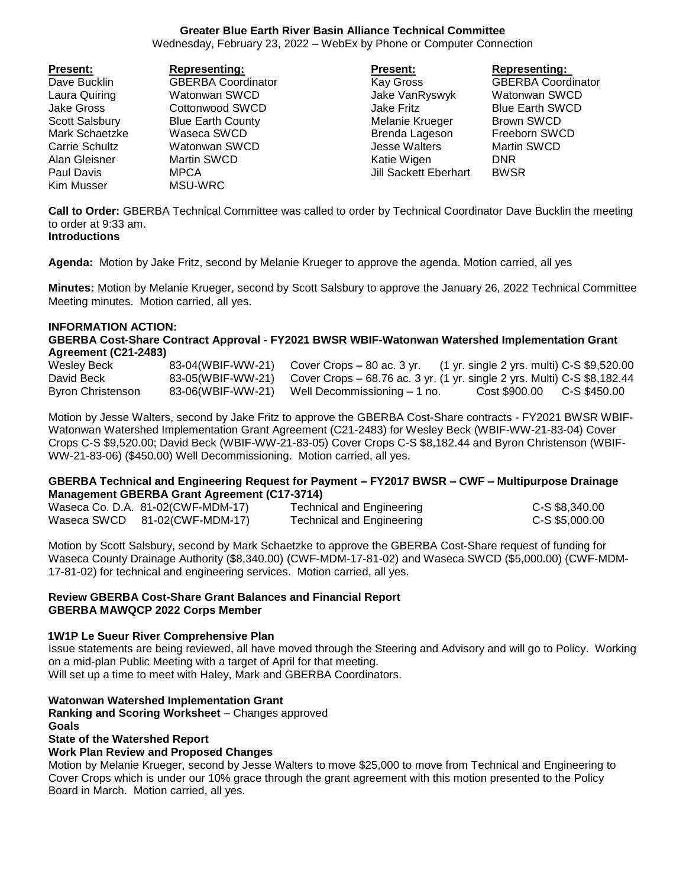# Greater Blue Earth River Basin Alliance Technical Committee

Wednesday, February 23, 2022 – WebEx by Phone or Computer Connection

| Present: | Representing: | Present: | Representing: |
|---|---|---|---|
| Dave Bucklin | GBERBA Coordinator | Kay Gross | GBERBA Coordinator |
| Laura Quiring | Watonwan SWCD | Jake VanRyswyk | Watonwan SWCD |
| Jake Gross | Cottonwood SWCD | Jake Fritz | Blue Earth SWCD |
| Scott Salsbury | Blue Earth County | Melanie Krueger | Brown SWCD |
| Mark Schaetzke | Waseca SWCD | Brenda Lageson | Freeborn SWCD |
| Carrie Schultz | Watonwan SWCD | Jesse Walters | Martin SWCD |
| Alan Gleisner | Martin SWCD | Katie Wigen | DNR |
| Paul Davis | MPCA | Jill Sackett Eberhart | BWSR |
| Kim Musser | MSU-WRC | | |

**Call to Order:** GBERBA Technical Committee was called to order by Technical Coordinator Dave Bucklin the meeting to order at 9:33 am.

**Introductions**

**Agenda:** Motion by Jake Fritz, second by Melanie Krueger to approve the agenda. Motion carried, all yes

**Minutes:** Motion by Melanie Krueger, second by Scott Salsbury to approve the January 26, 2022 Technical Committee Meeting minutes. Motion carried, all yes.

**INFORMATION ACTION:**

**GBERBA Cost-Share Contract Approval - FY2021 BWSR WBIF-Watonwan Watershed Implementation Grant Agreement (C21-2483)**

| | | | |
|---|---|---|---|
| Wesley Beck | 83-04(WBIF-WW-21) | Cover Crops – 80 ac. 3 yr. (1 yr. single 2 yrs. multi) | C-S $9,520.00 |
| David Beck | 83-05(WBIF-WW-21) | Cover Crops – 68.76 ac. 3 yr. (1 yr. single 2 yrs. Multi) | C-S $8,182.44 |
| Byron Christenson | 83-06(WBIF-WW-21) | Well Decommissioning – 1 no. Cost $900.00 | C-S $450.00 |

Motion by Jesse Walters, second by Jake Fritz to approve the GBERBA Cost-Share contracts - FY2021 BWSR WBIF-Watonwan Watershed Implementation Grant Agreement (C21-2483) for Wesley Beck (WBIF-WW-21-83-04) Cover Crops C-S $9,520.00; David Beck (WBIF-WW-21-83-05) Cover Crops C-S $8,182.44 and Byron Christenson (WBIF-WW-21-83-06) ($450.00) Well Decommissioning. Motion carried, all yes.

**GBERBA Technical and Engineering Request for Payment – FY2017 BWSR – CWF – Multipurpose Drainage Management GBERBA Grant Agreement (C17-3714)**

| | | | |
|---|---|---|---|
| Waseca Co. D.A. | 81-02(CWF-MDM-17) | Technical and Engineering | C-S $8,340.00 |
| Waseca SWCD | 81-02(CWF-MDM-17) | Technical and Engineering | C-S $5,000.00 |

Motion by Scott Salsbury, second by Mark Schaetzke to approve the GBERBA Cost-Share request of funding for Waseca County Drainage Authority ($8,340.00) (CWF-MDM-17-81-02) and Waseca SWCD ($5,000.00) (CWF-MDM-17-81-02) for technical and engineering services. Motion carried, all yes.

**Review GBERBA Cost-Share Grant Balances and Financial Report**

**GBERBA MAWQCP 2022 Corps Member**

**1W1P Le Sueur River Comprehensive Plan**

Issue statements are being reviewed, all have moved through the Steering and Advisory and will go to Policy. Working on a mid-plan Public Meeting with a target of April for that meeting.

Will set up a time to meet with Haley, Mark and GBERBA Coordinators.

**Watonwan Watershed Implementation Grant**

**Ranking and Scoring Worksheet** – Changes approved

**Goals**

**State of the Watershed Report**

**Work Plan Review and Proposed Changes**

Motion by Melanie Krueger, second by Jesse Walters to move $25,000 to move from Technical and Engineering to Cover Crops which is under our 10% grace through the grant agreement with this motion presented to the Policy Board in March. Motion carried, all yes.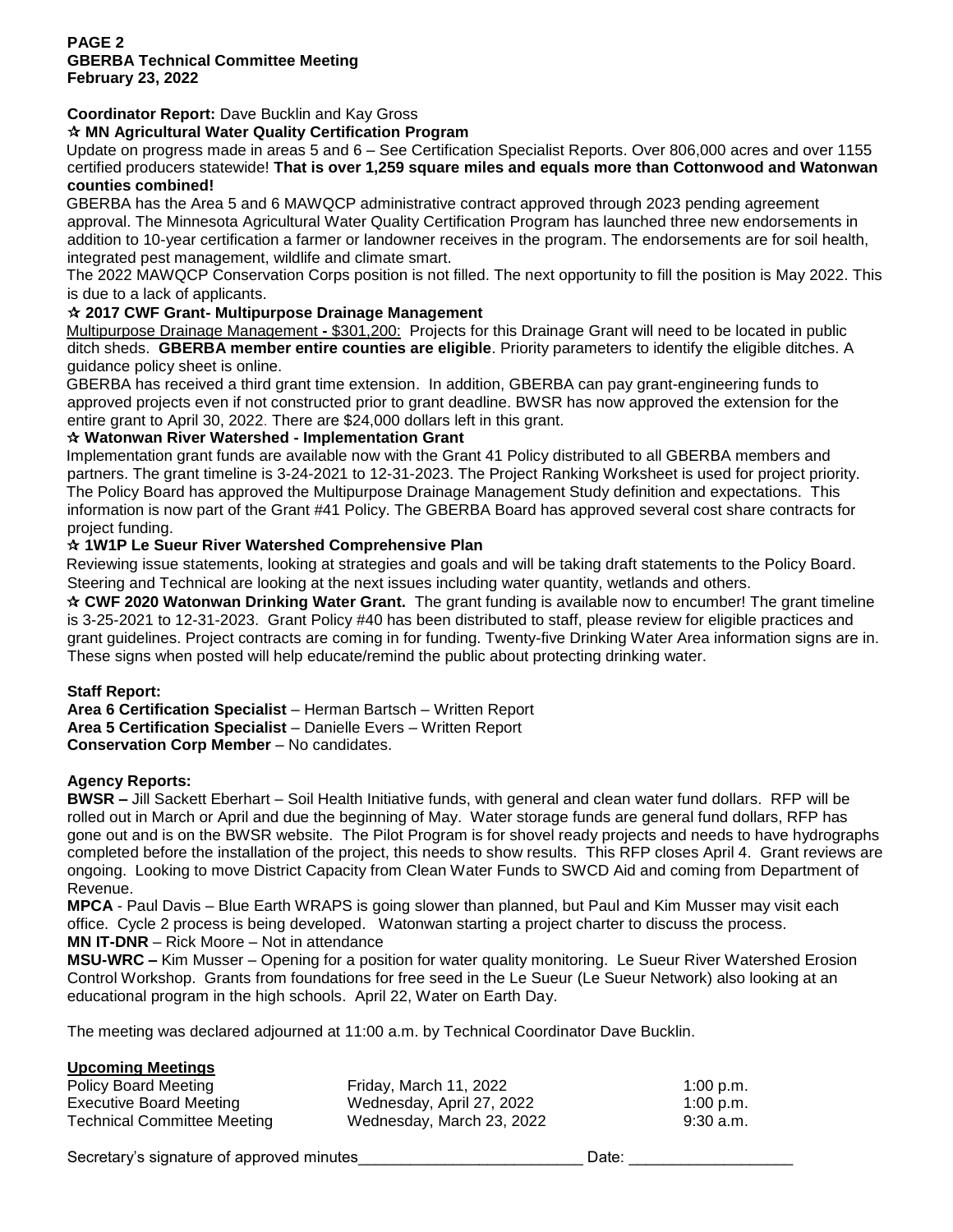**Coordinator Report:** Dave Bucklin and Kay Gross

☆ **MN Agricultural Water Quality Certification Program**

Update on progress made in areas 5 and 6 – See Certification Specialist Reports. Over 806,000 acres and over 1155 certified producers statewide! **That is over 1,259 square miles and equals more than Cottonwood and Watonwan counties combined!**

GBERBA has the Area 5 and 6 MAWQCP administrative contract approved through 2023 pending agreement approval. The Minnesota Agricultural Water Quality Certification Program has launched three new endorsements in addition to 10-year certification a farmer or landowner receives in the program. The endorsements are for soil health, integrated pest management, wildlife and climate smart.

The 2022 MAWQCP Conservation Corps position is not filled. The next opportunity to fill the position is May 2022. This is due to a lack of applicants.

☆ **2017 CWF Grant- Multipurpose Drainage Management**

Multipurpose Drainage Management **-** $301,200: Projects for this Drainage Grant will need to be located in public ditch sheds. **GBERBA member entire counties are eligible**. Priority parameters to identify the eligible ditches. A guidance policy sheet is online.

GBERBA has received a third grant time extension. In addition, GBERBA can pay grant-engineering funds to approved projects even if not constructed prior to grant deadline. BWSR has now approved the extension for the entire grant to April 30, 2022. There are $24,000 dollars left in this grant.

☆ **Watonwan River Watershed - Implementation Grant**

Implementation grant funds are available now with the Grant 41 Policy distributed to all GBERBA members and partners. The grant timeline is 3-24-2021 to 12-31-2023. The Project Ranking Worksheet is used for project priority. The Policy Board has approved the Multipurpose Drainage Management Study definition and expectations. This information is now part of the Grant #41 Policy. The GBERBA Board has approved several cost share contracts for project funding.

☆ **1W1P Le Sueur River Watershed Comprehensive Plan**

Reviewing issue statements, looking at strategies and goals and will be taking draft statements to the Policy Board. Steering and Technical are looking at the next issues including water quantity, wetlands and others.

☆ **CWF 2020 Watonwan Drinking Water Grant.** The grant funding is available now to encumber! The grant timeline is 3-25-2021 to 12-31-2023. Grant Policy #40 has been distributed to staff, please review for eligible practices and grant guidelines. Project contracts are coming in for funding. Twenty-five Drinking Water Area information signs are in. These signs when posted will help educate/remind the public about protecting drinking water.

**Staff Report:**

**Area 6 Certification Specialist** – Herman Bartsch – Written Report
**Area 5 Certification Specialist** – Danielle Evers – Written Report
**Conservation Corp Member** – No candidates.

**Agency Reports:**

**BWSR –** Jill Sackett Eberhart – Soil Health Initiative funds, with general and clean water fund dollars. RFP will be rolled out in March or April and due the beginning of May. Water storage funds are general fund dollars, RFP has gone out and is on the BWSR website. The Pilot Program is for shovel ready projects and needs to have hydrographs completed before the installation of the project, this needs to show results. This RFP closes April 4. Grant reviews are ongoing. Looking to move District Capacity from Clean Water Funds to SWCD Aid and coming from Department of Revenue.

**MPCA** - Paul Davis – Blue Earth WRAPS is going slower than planned, but Paul and Kim Musser may visit each office. Cycle 2 process is being developed. Watonwan starting a project charter to discuss the process.

**MN IT-DNR** – Rick Moore – Not in attendance

**MSU-WRC –** Kim Musser – Opening for a position for water quality monitoring. Le Sueur River Watershed Erosion Control Workshop. Grants from foundations for free seed in the Le Sueur (Le Sueur Network) also looking at an educational program in the high schools. April 22, Water on Earth Day.

The meeting was declared adjourned at 11:00 a.m. by Technical Coordinator Dave Bucklin.

**Upcoming Meetings**

| | | |
|---|---|---|
| Policy Board Meeting | Friday, March 11, 2022 | 1:00 p.m. |
| Executive Board Meeting | Wednesday, April 27, 2022 | 1:00 p.m. |
| Technical Committee Meeting | Wednesday, March 23, 2022 | 9:30 a.m. |

Secretary's signature of approved minutes__________________________ Date: ___________________